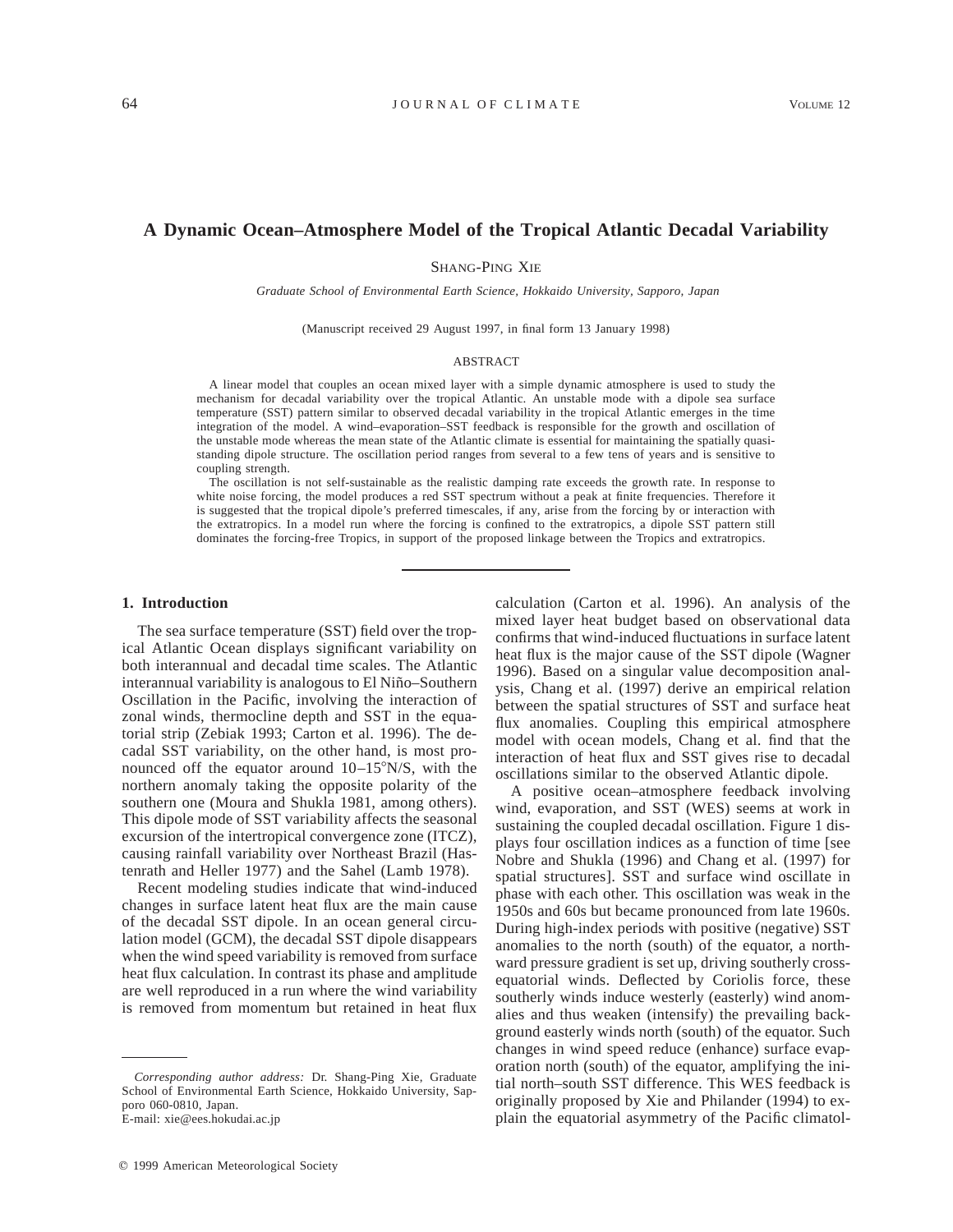# A Dynamic Ocean–Atmosphere Model of the Tropical Atlantic Decadal Variability

Shang-Ping Xie

*Graduate School of Environmental Earth Science, Hokkaido University, Sapporo, Japan*

(Manuscript received 29 August 1997, in final form 13 January 1998)

## ABSTRACT

A linear model that couples an ocean mixed layer with a simple dynamic atmosphere is used to study the mechanism for decadal variability over the tropical Atlantic. An unstable mode with a dipole sea surface temperature (SST) pattern similar to observed decadal variability in the tropical Atlantic emerges in the time integration of the model. A wind–evaporation–SST feedback is responsible for the growth and oscillation of the unstable mode whereas the mean state of the Atlantic climate is essential for maintaining the spatially quasi-standing dipole structure. The oscillation period ranges from several to a few tens of years and is sensitive to coupling strength.

The oscillation is not self-sustainable as the realistic damping rate exceeds the growth rate. In response to white noise forcing, the model produces a red SST spectrum without a peak at finite frequencies. Therefore it is suggested that the tropical dipole's preferred timescales, if any, arise from the forcing by or interaction with the extratropics. In a model run where the forcing is confined to the extratropics, a dipole SST pattern still dominates the forcing-free Tropics, in support of the proposed linkage between the Tropics and extratropics.

## 1. Introduction

The sea surface temperature (SST) field over the tropical Atlantic Ocean displays significant variability on both interannual and decadal time scales. The Atlantic interannual variability is analogous to El Niño–Southern Oscillation in the Pacific, involving the interaction of zonal winds, thermocline depth and SST in the equatorial strip (Zebiak 1993; Carton et al. 1996). The decadal SST variability, on the other hand, is most pronounced off the equator around 10–15°N/S, with the northern anomaly taking the opposite polarity of the southern one (Moura and Shukla 1981, among others). This dipole mode of SST variability affects the seasonal excursion of the intertropical convergence zone (ITCZ), causing rainfall variability over Northeast Brazil (Hastenrath and Heller 1977) and the Sahel (Lamb 1978).

Recent modeling studies indicate that wind-induced changes in surface latent heat flux are the main cause of the decadal SST dipole. In an ocean general circulation model (GCM), the decadal SST dipole disappears when the wind speed variability is removed from surface heat flux calculation. In contrast its phase and amplitude are well reproduced in a run where the wind variability is removed from momentum but retained in heat flux calculation (Carton et al. 1996). An analysis of the mixed layer heat budget based on observational data confirms that wind-induced fluctuations in surface latent heat flux is the major cause of the SST dipole (Wagner 1996). Based on a singular value decomposition analysis, Chang et al. (1997) derive an empirical relation between the spatial structures of SST and surface heat flux anomalies. Coupling this empirical atmosphere model with ocean models, Chang et al. find that the interaction of heat flux and SST gives rise to decadal oscillations similar to the observed Atlantic dipole.

A positive ocean–atmosphere feedback involving wind, evaporation, and SST (WES) seems at work in sustaining the coupled decadal oscillation. Figure 1 displays four oscillation indices as a function of time [see Nobre and Shukla (1996) and Chang et al. (1997) for spatial structures]. SST and surface wind oscillate in phase with each other. This oscillation was weak in the 1950s and 60s but became pronounced from late 1960s. During high-index periods with positive (negative) SST anomalies to the north (south) of the equator, a northward pressure gradient is set up, driving southerly cross-equatorial winds. Deflected by Coriolis force, these southerly winds induce westerly (easterly) wind anomalies and thus weaken (intensify) the prevailing background easterly winds north (south) of the equator. Such changes in wind speed reduce (enhance) surface evaporation north (south) of the equator, amplifying the initial north–south SST difference. This WES feedback is originally proposed by Xie and Philander (1994) to explain the equatorial asymmetry of the Pacific climatol-

*Corresponding author address:* Dr. Shang-Ping Xie, Graduate School of Environmental Earth Science, Hokkaido University, Sapporo 060-0810, Japan.
E-mail: xie@ees.hokudai.ac.jp

© 1999 American Meteorological Society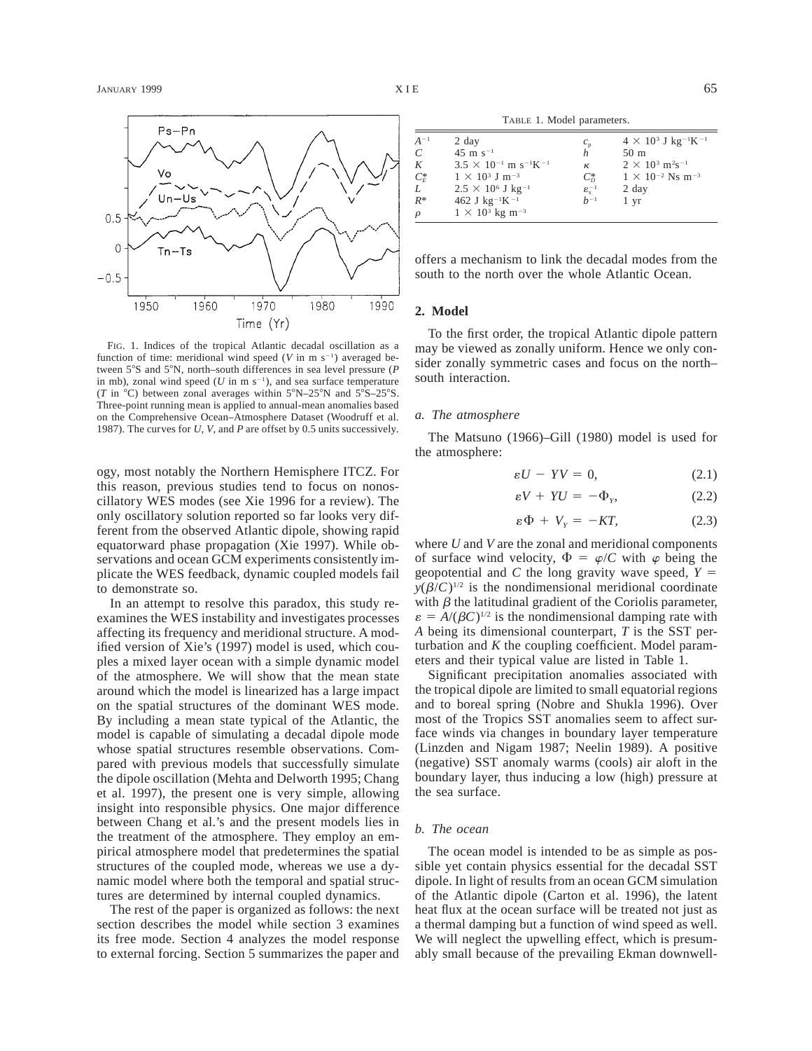FIG. 1. Indices of the tropical Atlantic decadal oscillation as a function of time: meridional wind speed ($V$ in m s$^{-1}$) averaged between 5°S and 5°N, north–south differences in sea level pressure ($P$ in mb), zonal wind speed ($U$ in m s$^{-1}$), and sea surface temperature ($T$ in °C) between zonal averages within 5°N–25°N and 5°S–25°S. Three-point running mean is applied to annual-mean anomalies based on the Comprehensive Ocean–Atmosphere Dataset (Woodruff et al. 1987). The curves for $U$, $V$, and $P$ are offset by 0.5 units successively.

ogy, most notably the Northern Hemisphere ITCZ. For this reason, previous studies tend to focus on nonoscillatory WES modes (see Xie 1996 for a review). The only oscillatory solution reported so far looks very different from the observed Atlantic dipole, showing rapid equatorward phase propagation (Xie 1997). While observations and ocean GCM experiments consistently implicate the WES feedback, dynamic coupled models fail to demonstrate so.

In an attempt to resolve this paradox, this study reexamines the WES instability and investigates processes affecting its frequency and meridional structure. A modified version of Xie's (1997) model is used, which couples a mixed layer ocean with a simple dynamic model of the atmosphere. We will show that the mean state around which the model is linearized has a large impact on the spatial structures of the dominant WES mode. By including a mean state typical of the Atlantic, the model is capable of simulating a decadal dipole mode whose spatial structures resemble observations. Compared with previous models that successfully simulate the dipole oscillation (Mehta and Delworth 1995; Chang et al. 1997), the present one is very simple, allowing insight into responsible physics. One major difference between Chang et al.'s and the present models lies in the treatment of the atmosphere. They employ an empirical atmosphere model that predetermines the spatial structures of the coupled mode, whereas we use a dynamic model where both the temporal and spatial structures are determined by internal coupled dynamics.

The rest of the paper is organized as follows: the next section describes the model while section 3 examines its free mode. Section 4 analyzes the model response to external forcing. Section 5 summarizes the paper and offers a mechanism to link the decadal modes from the south to the north over the whole Atlantic Ocean.

TABLE 1. Model parameters.

| | | | |
|---|---|---|---|
| $A^{-1}$ | 2 day | $c_p$ | $4 \times 10^3$ J kg$^{-1}$K$^{-1}$ |
| $C$ | 45 m s$^{-1}$ | $h$ | 50 m |
| $K$ | $3.5 \times 10^{-1}$ m s$^{-1}$K$^{-1}$ | $\kappa$ | $2 \times 10^3$ m$^2$s$^{-1}$ |
| $C_E^*$ | $1 \times 10^3$ J m$^{-3}$ | $C_D^*$ | $1 \times 10^{-2}$ Ns m$^{-3}$ |
| $L$ | $2.5 \times 10^6$ J kg$^{-1}$ | $\varepsilon_s^{-1}$ | 2 day |
| $R^*$ | 462 J kg$^{-1}$K$^{-1}$ | $b^{-1}$ | 1 yr |
| $\rho$ | $1 \times 10^3$ kg m$^{-3}$ | | |

## 2. Model

To the first order, the tropical Atlantic dipole pattern may be viewed as zonally uniform. Hence we only consider zonally symmetric cases and focus on the north–south interaction.

### *a. The atmosphere*

The Matsuno (1966)–Gill (1980) model is used for the atmosphere:

$$\varepsilon U - YV = 0, \tag{2.1}$$

$$\varepsilon V + YU = -\Phi_Y, \tag{2.2}$$

$$\varepsilon \Phi + V_Y = -KT, \tag{2.3}$$

where $U$ and $V$ are the zonal and meridional components of surface wind velocity, $\Phi = \varphi/C$ with $\varphi$ being the geopotential and $C$ the long gravity wave speed, $Y = y(\beta/C)^{1/2}$ is the nondimensional meridional coordinate with $\beta$ the latitudinal gradient of the Coriolis parameter, $\varepsilon = A/(\beta C)^{1/2}$ is the nondimensional damping rate with $A$ being its dimensional counterpart, $T$ is the SST perturbation and $K$ the coupling coefficient. Model parameters and their typical value are listed in Table 1.

Significant precipitation anomalies associated with the tropical dipole are limited to small equatorial regions and to boreal spring (Nobre and Shukla 1996). Over most of the Tropics SST anomalies seem to affect surface winds via changes in boundary layer temperature (Linzden and Nigam 1987; Neelin 1989). A positive (negative) SST anomaly warms (cools) air aloft in the boundary layer, thus inducing a low (high) pressure at the sea surface.

### *b. The ocean*

The ocean model is intended to be as simple as possible yet contain physics essential for the decadal SST dipole. In light of results from an ocean GCM simulation of the Atlantic dipole (Carton et al. 1996), the latent heat flux at the ocean surface will be treated not just as a thermal damping but a function of wind speed as well. We will neglect the upwelling effect, which is presumably small because of the prevailing Ekman downwell-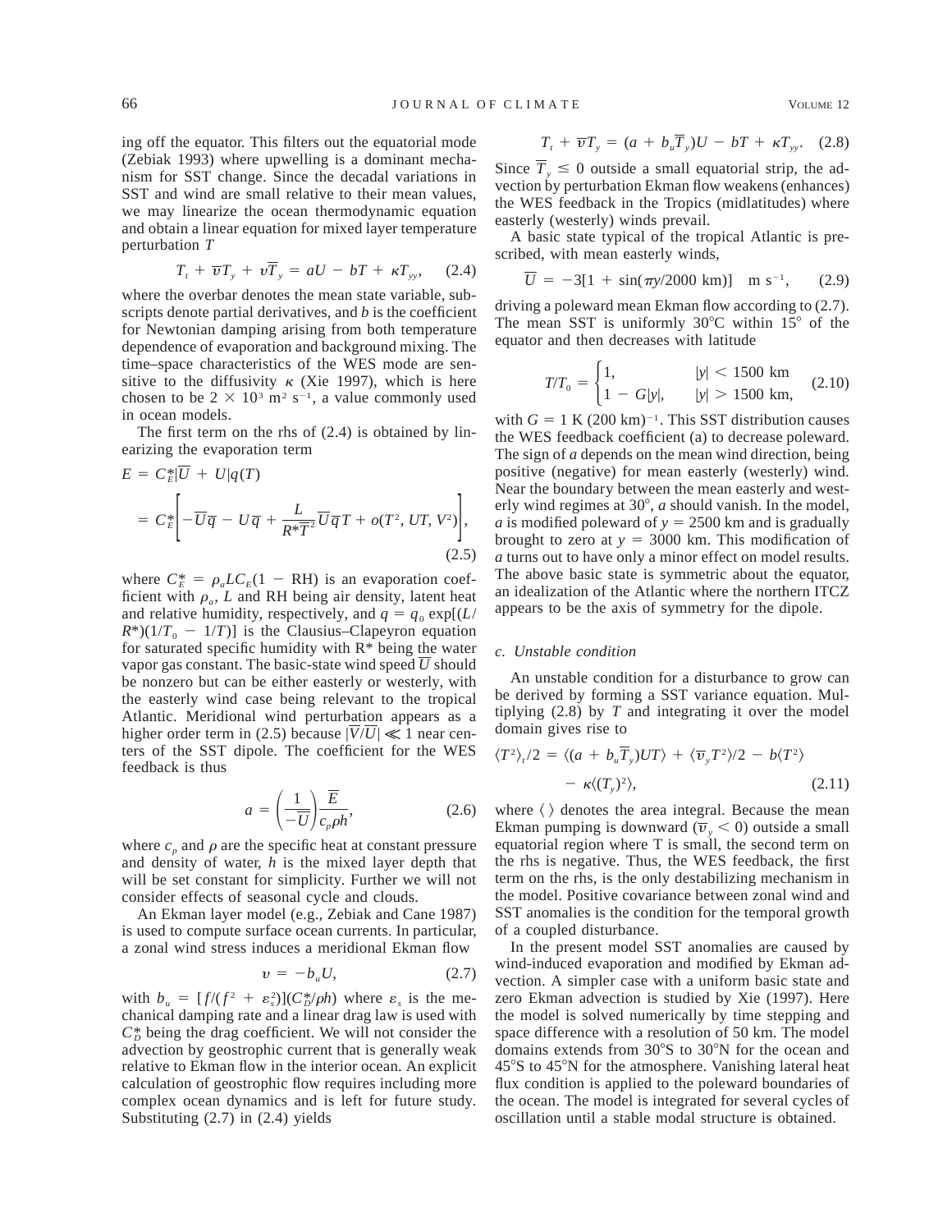ing off the equator. This filters out the equatorial mode (Zebiak 1993) where upwelling is a dominant mechanism for SST change. Since the decadal variations in SST and wind are small relative to their mean values, we may linearize the ocean thermodynamic equation and obtain a linear equation for mixed layer temperature perturbation $T$

$$T_t + \overline{v}T_y + v\overline{T}_y = aU - bT + \kappa T_{yy}, \quad (2.4)$$

where the overbar denotes the mean state variable, subscripts denote partial derivatives, and $b$ is the coefficient for Newtonian damping arising from both temperature dependence of evaporation and background mixing. The time–space characteristics of the WES mode are sensitive to the diffusivity $\kappa$ (Xie 1997), which is here chosen to be $2 \times 10^3$ m$^2$ s$^{-1}$, a value commonly used in ocean models.

The first term on the rhs of (2.4) is obtained by linearizing the evaporation term

$$\begin{aligned} E &= C_E^* |\overline{U} + U| q(T) \\ &= C_E^* \left[ -\overline{U}\overline{q} - U\overline{q} + \frac{L}{R^*\overline{T}^2}\overline{U}\overline{q}T + o(T^2, UT, V^2) \right], \end{aligned} \quad (2.5)$$

where $C_E^* = \rho_a L C_E (1 - \text{RH})$ is an evaporation coefficient with $\rho_a$, $L$ and RH being air density, latent heat and relative humidity, respectively, and $q = q_0 \exp[(L/R^*)(1/T_0 - 1/T)]$ is the Clausius–Clapeyron equation for saturated specific humidity with R* being the water vapor gas constant. The basic-state wind speed $\overline{U}$ should be nonzero but can be either easterly or westerly, with the easterly wind case being relevant to the tropical Atlantic. Meridional wind perturbation appears as a higher order term in (2.5) because $|\overline{V}/\overline{U}| \ll 1$ near centers of the SST dipole. The coefficient for the WES feedback is thus

$$a = \left(\frac{1}{-\overline{U}}\right)\frac{\overline{E}}{c_p \rho h}, \quad (2.6)$$

where $c_p$ and $\rho$ are the specific heat at constant pressure and density of water, $h$ is the mixed layer depth that will be set constant for simplicity. Further we will not consider effects of seasonal cycle and clouds.

An Ekman layer model (e.g., Zebiak and Cane 1987) is used to compute surface ocean currents. In particular, a zonal wind stress induces a meridional Ekman flow

$$v = -b_u U, \quad (2.7)$$

with $b_u = [f/(f^2 + \varepsilon_s^2)](C_D^*/\rho h)$ where $\varepsilon_s$ is the mechanical damping rate and a linear drag law is used with $C_D^*$ being the drag coefficient. We will not consider the advection by geostrophic current that is generally weak relative to Ekman flow in the interior ocean. An explicit calculation of geostrophic flow requires including more complex ocean dynamics and is left for future study. Substituting (2.7) in (2.4) yields

$$T_t + \overline{v}T_y = (a + b_u\overline{T}_y)U - bT + \kappa T_{yy}. \quad (2.8)$$

Since $\overline{T}_y \leq 0$ outside a small equatorial strip, the advection by perturbation Ekman flow weakens (enhances) the WES feedback in the Tropics (midlatitudes) where easterly (westerly) winds prevail.

A basic state typical of the tropical Atlantic is prescribed, with mean easterly winds,

$$\overline{U} = -3[1 + \sin(\pi y/2000 \text{ km})] \quad \text{m s}^{-1}, \quad (2.9)$$

driving a poleward mean Ekman flow according to (2.7). The mean SST is uniformly 30°C within 15° of the equator and then decreases with latitude

$$T/T_0 = \begin{cases} 1, & |y| < 1500 \text{ km} \\ 1 - G|y|, & |y| > 1500 \text{ km}, \end{cases} \quad (2.10)$$

with $G = 1$ K (200 km)$^{-1}$. This SST distribution causes the WES feedback coefficient (a) to decrease poleward. The sign of $a$ depends on the mean wind direction, being positive (negative) for mean easterly (westerly) wind. Near the boundary between the mean easterly and westerly wind regimes at 30°, $a$ should vanish. In the model, $a$ is modified poleward of $y = 2500$ km and is gradually brought to zero at $y = 3000$ km. This modification of $a$ turns out to have only a minor effect on model results. The above basic state is symmetric about the equator, an idealization of the Atlantic where the northern ITCZ appears to be the axis of symmetry for the dipole.

### *c. Unstable condition*

An unstable condition for a disturbance to grow can be derived by forming a SST variance equation. Multiplying (2.8) by $T$ and integrating it over the model domain gives rise to

$$\begin{aligned} \langle T^2 \rangle_t/2 &= \langle (a + b_u\overline{T}_y)UT \rangle + \langle \overline{v}_y T^2 \rangle/2 - b\langle T^2 \rangle \\ &\quad - \kappa\langle (T_y)^2 \rangle, \end{aligned} \quad (2.11)$$

where $\langle\ \rangle$ denotes the area integral. Because the mean Ekman pumping is downward ($\overline{v}_y < 0$) outside a small equatorial region where T is small, the second term on the rhs is negative. Thus, the WES feedback, the first term on the rhs, is the only destabilizing mechanism in the model. Positive covariance between zonal wind and SST anomalies is the condition for the temporal growth of a coupled disturbance.

In the present model SST anomalies are caused by wind-induced evaporation and modified by Ekman advection. A simpler case with a uniform basic state and zero Ekman advection is studied by Xie (1997). Here the model is solved numerically by time stepping and space difference with a resolution of 50 km. The model domains extends from 30°S to 30°N for the ocean and 45°S to 45°N for the atmosphere. Vanishing lateral heat flux condition is applied to the poleward boundaries of the ocean. The model is integrated for several cycles of oscillation until a stable modal structure is obtained.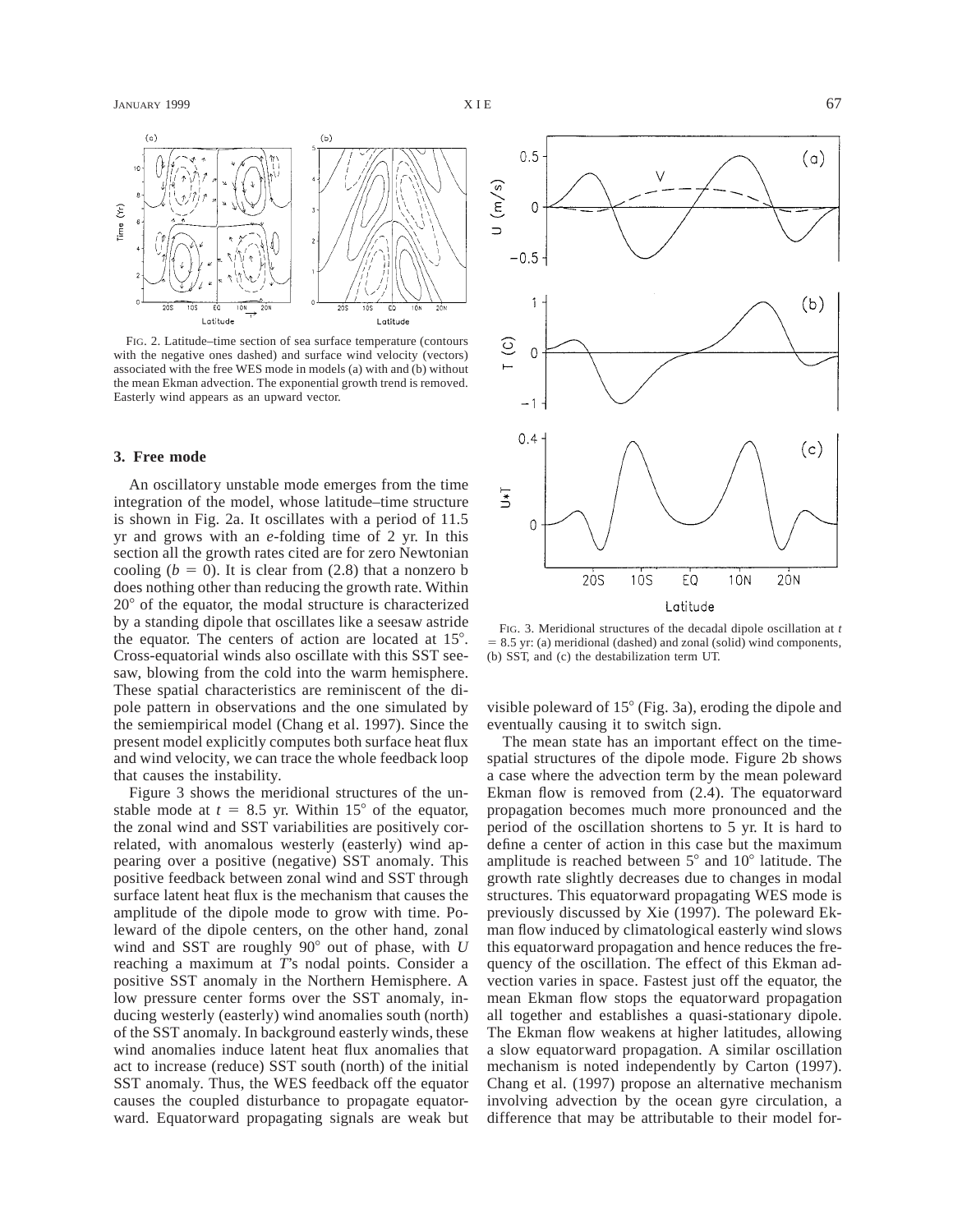FIG. 2. Latitude–time section of sea surface temperature (contours with the negative ones dashed) and surface wind velocity (vectors) associated with the free WES mode in models (a) with and (b) without the mean Ekman advection. The exponential growth trend is removed. Easterly wind appears as an upward vector.

FIG. 3. Meridional structures of the decadal dipole oscillation at $t = 8.5$ yr: (a) meridional (dashed) and zonal (solid) wind components, (b) SST, and (c) the destabilization term UT.

## 3. Free mode

An oscillatory unstable mode emerges from the time integration of the model, whose latitude–time structure is shown in Fig. 2a. It oscillates with a period of 11.5 yr and grows with an *e*-folding time of 2 yr. In this section all the growth rates cited are for zero Newtonian cooling ($b = 0$). It is clear from (2.8) that a nonzero b does nothing other than reducing the growth rate. Within 20° of the equator, the modal structure is characterized by a standing dipole that oscillates like a seesaw astride the equator. The centers of action are located at 15°. Cross-equatorial winds also oscillate with this SST seesaw, blowing from the cold into the warm hemisphere. These spatial characteristics are reminiscent of the dipole pattern in observations and the one simulated by the semiempirical model (Chang et al. 1997). Since the present model explicitly computes both surface heat flux and wind velocity, we can trace the whole feedback loop that causes the instability.

Figure 3 shows the meridional structures of the unstable mode at $t = 8.5$ yr. Within 15° of the equator, the zonal wind and SST variabilities are positively correlated, with anomalous westerly (easterly) wind appearing over a positive (negative) SST anomaly. This positive feedback between zonal wind and SST through surface latent heat flux is the mechanism that causes the amplitude of the dipole mode to grow with time. Poleward of the dipole centers, on the other hand, zonal wind and SST are roughly 90° out of phase, with $U$ reaching a maximum at $T$'s nodal points. Consider a positive SST anomaly in the Northern Hemisphere. A low pressure center forms over the SST anomaly, inducing westerly (easterly) wind anomalies south (north) of the SST anomaly. In background easterly winds, these wind anomalies induce latent heat flux anomalies that act to increase (reduce) SST south (north) of the initial SST anomaly. Thus, the WES feedback off the equator causes the coupled disturbance to propagate equatorward. Equatorward propagating signals are weak but visible poleward of 15° (Fig. 3a), eroding the dipole and eventually causing it to switch sign.

The mean state has an important effect on the time-spatial structures of the dipole mode. Figure 2b shows a case where the advection term by the mean poleward Ekman flow is removed from (2.4). The equatorward propagation becomes much more pronounced and the period of the oscillation shortens to 5 yr. It is hard to define a center of action in this case but the maximum amplitude is reached between 5° and 10° latitude. The growth rate slightly decreases due to changes in modal structures. This equatorward propagating WES mode is previously discussed by Xie (1997). The poleward Ekman flow induced by climatological easterly wind slows this equatorward propagation and hence reduces the frequency of the oscillation. The effect of this Ekman advection varies in space. Fastest just off the equator, the mean Ekman flow stops the equatorward propagation all together and establishes a quasi-stationary dipole. The Ekman flow weakens at higher latitudes, allowing a slow equatorward propagation. A similar oscillation mechanism is noted independently by Carton (1997). Chang et al. (1997) propose an alternative mechanism involving advection by the ocean gyre circulation, a difference that may be attributable to their model for-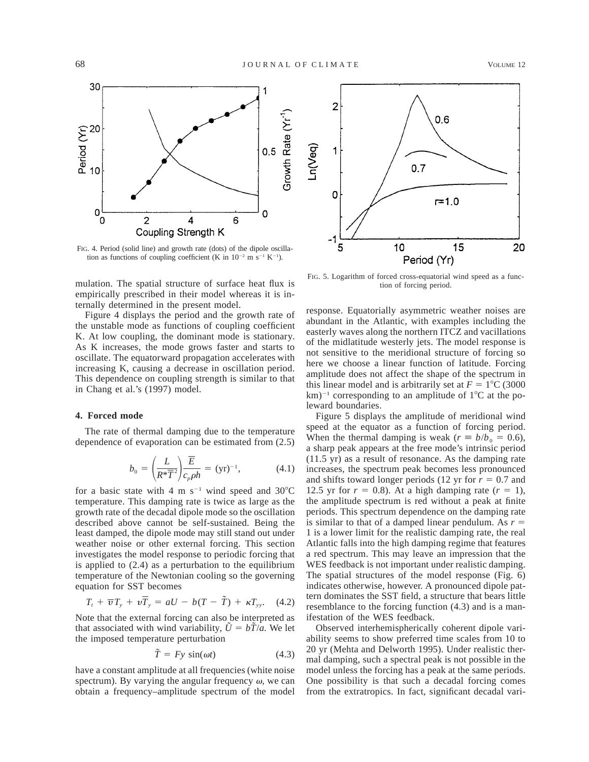FIG. 4. Period (solid line) and growth rate (dots) of the dipole oscillation as functions of coupling coefficient (K in $10^{-2}$ m s$^{-1}$ K$^{-1}$).

FIG. 5. Logarithm of forced cross-equatorial wind speed as a function of forcing period.

mulation. The spatial structure of surface heat flux is empirically prescribed in their model whereas it is internally determined in the present model.

Figure 4 displays the period and the growth rate of the unstable mode as functions of coupling coefficient K. At low coupling, the dominant mode is stationary. As K increases, the mode grows faster and starts to oscillate. The equatorward propagation accelerates with increasing K, causing a decrease in oscillation period. This dependence on coupling strength is similar to that in Chang et al.'s (1997) model.

## 4. Forced mode

The rate of thermal damping due to the temperature dependence of evaporation can be estimated from (2.5)

$$b_0 = \left(\frac{L}{R^*\overline{T}^2}\right)\frac{\overline{E}}{c_p \rho h} = (\text{yr})^{-1}, \tag{4.1}$$

for a basic state with 4 m s$^{-1}$ wind speed and 30°C temperature. This damping rate is twice as large as the growth rate of the decadal dipole mode so the oscillation described above cannot be self-sustained. Being the least damped, the dipole mode may still stand out under weather noise or other external forcing. This section investigates the model response to periodic forcing that is applied to (2.4) as a perturbation to the equilibrium temperature of the Newtonian cooling so the governing equation for SST becomes

$$T_t + \overline{v}T_y + v\overline{T}_y = aU - b(T - \tilde{T}) + \kappa T_{yy}. \tag{4.2}$$

Note that the external forcing can also be interpreted as that associated with wind variability, $\tilde{U} = b\tilde{T}/a$. We let the imposed temperature perturbation

$$\tilde{T} = Fy\sin(\omega t) \tag{4.3}$$

have a constant amplitude at all frequencies (white noise spectrum). By varying the angular frequency $\omega$, we can obtain a frequency–amplitude spectrum of the model response. Equatorially asymmetric weather noises are abundant in the Atlantic, with examples including the easterly waves along the northern ITCZ and vacillations of the midlatitude westerly jets. The model response is not sensitive to the meridional structure of forcing so here we choose a linear function of latitude. Forcing amplitude does not affect the shape of the spectrum in this linear model and is arbitrarily set at $F = 1$°C (3000 km)$^{-1}$ corresponding to an amplitude of 1°C at the poleward boundaries.

Figure 5 displays the amplitude of meridional wind speed at the equator as a function of forcing period. When the thermal damping is weak ($r \equiv b/b_0 = 0.6$), a sharp peak appears at the free mode's intrinsic period (11.5 yr) as a result of resonance. As the damping rate increases, the spectrum peak becomes less pronounced and shifts toward longer periods (12 yr for $r = 0.7$ and 12.5 yr for $r = 0.8$). At a high damping rate ($r = 1$), the amplitude spectrum is red without a peak at finite periods. This spectrum dependence on the damping rate is similar to that of a damped linear pendulum. As $r = 1$ is a lower limit for the realistic damping rate, the real Atlantic falls into the high damping regime that features a red spectrum. This may leave an impression that the WES feedback is not important under realistic damping. The spatial structures of the model response (Fig. 6) indicates otherwise, however. A pronounced dipole pattern dominates the SST field, a structure that bears little resemblance to the forcing function (4.3) and is a manifestation of the WES feedback.

Observed interhemispherically coherent dipole variability seems to show preferred time scales from 10 to 20 yr (Mehta and Delworth 1995). Under realistic thermal damping, such a spectral peak is not possible in the model unless the forcing has a peak at the same periods. One possibility is that such a decadal forcing comes from the extratropics. In fact, significant decadal vari-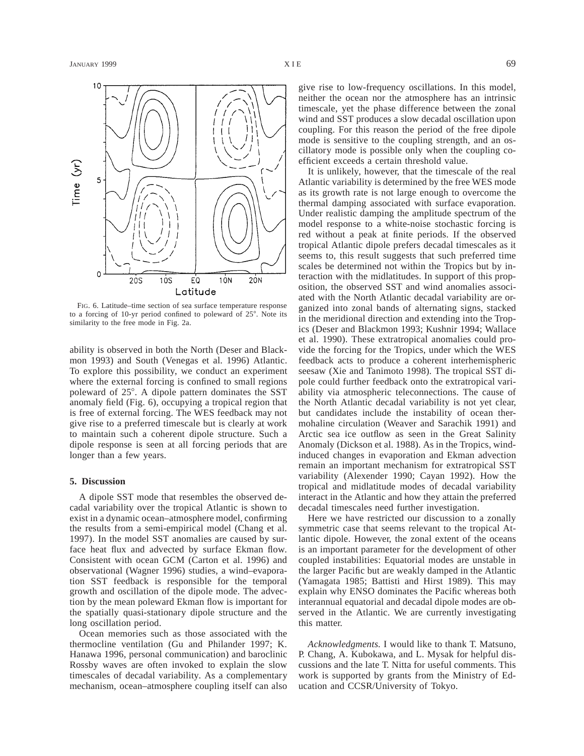FIG. 6. Latitude–time section of sea surface temperature response to a forcing of 10-yr period confined to poleward of 25°. Note its similarity to the free mode in Fig. 2a.

ability is observed in both the North (Deser and Blackmon 1993) and South (Venegas et al. 1996) Atlantic. To explore this possibility, we conduct an experiment where the external forcing is confined to small regions poleward of 25°. A dipole pattern dominates the SST anomaly field (Fig. 6), occupying a tropical region that is free of external forcing. The WES feedback may not give rise to a preferred timescale but is clearly at work to maintain such a coherent dipole structure. Such a dipole response is seen at all forcing periods that are longer than a few years.

## 5. Discussion

A dipole SST mode that resembles the observed decadal variability over the tropical Atlantic is shown to exist in a dynamic ocean–atmosphere model, confirming the results from a semi-empirical model (Chang et al. 1997). In the model SST anomalies are caused by surface heat flux and advected by surface Ekman flow. Consistent with ocean GCM (Carton et al. 1996) and observational (Wagner 1996) studies, a wind–evaporation SST feedback is responsible for the temporal growth and oscillation of the dipole mode. The advection by the mean poleward Ekman flow is important for the spatially quasi-stationary dipole structure and the long oscillation period.

Ocean memories such as those associated with the thermocline ventilation (Gu and Philander 1997; K. Hanawa 1996, personal communication) and baroclinic Rossby waves are often invoked to explain the slow timescales of decadal variability. As a complementary mechanism, ocean–atmosphere coupling itself can also give rise to low-frequency oscillations. In this model, neither the ocean nor the atmosphere has an intrinsic timescale, yet the phase difference between the zonal wind and SST produces a slow decadal oscillation upon coupling. For this reason the period of the free dipole mode is sensitive to the coupling strength, and an oscillatory mode is possible only when the coupling coefficient exceeds a certain threshold value.

It is unlikely, however, that the timescale of the real Atlantic variability is determined by the free WES mode as its growth rate is not large enough to overcome the thermal damping associated with surface evaporation. Under realistic damping the amplitude spectrum of the model response to a white-noise stochastic forcing is red without a peak at finite periods. If the observed tropical Atlantic dipole prefers decadal timescales as it seems to, this result suggests that such preferred time scales be determined not within the Tropics but by interaction with the midlatitudes. In support of this proposition, the observed SST and wind anomalies associated with the North Atlantic decadal variability are organized into zonal bands of alternating signs, stacked in the meridional direction and extending into the Tropics (Deser and Blackmon 1993; Kushnir 1994; Wallace et al. 1990). These extratropical anomalies could provide the forcing for the Tropics, under which the WES feedback acts to produce a coherent interhemispheric seesaw (Xie and Tanimoto 1998). The tropical SST dipole could further feedback onto the extratropical variability via atmospheric teleconnections. The cause of the North Atlantic decadal variability is not yet clear, but candidates include the instability of ocean thermohaline circulation (Weaver and Sarachik 1991) and Arctic sea ice outflow as seen in the Great Salinity Anomaly (Dickson et al. 1988). As in the Tropics, wind-induced changes in evaporation and Ekman advection remain an important mechanism for extratropical SST variability (Alexender 1990; Cayan 1992). How the tropical and midlatitude modes of decadal variability interact in the Atlantic and how they attain the preferred decadal timescales need further investigation.

Here we have restricted our discussion to a zonally symmetric case that seems relevant to the tropical Atlantic dipole. However, the zonal extent of the oceans is an important parameter for the development of other coupled instabilities: Equatorial modes are unstable in the larger Pacific but are weakly damped in the Atlantic (Yamagata 1985; Battisti and Hirst 1989). This may explain why ENSO dominates the Pacific whereas both interannual equatorial and decadal dipole modes are observed in the Atlantic. We are currently investigating this matter.

*Acknowledgments.* I would like to thank T. Matsuno, P. Chang, A. Kubokawa, and L. Mysak for helpful discussions and the late T. Nitta for useful comments. This work is supported by grants from the Ministry of Education and CCSR/University of Tokyo.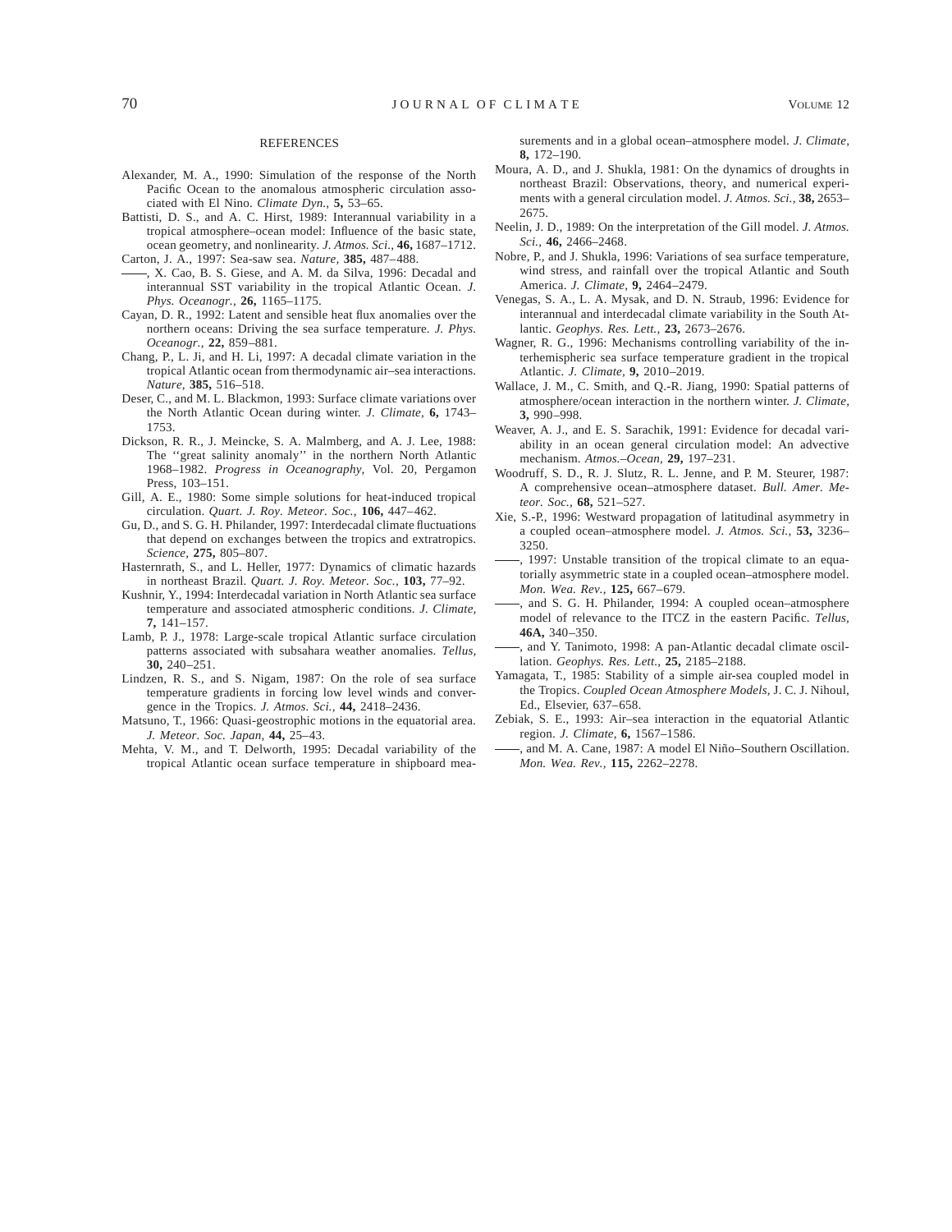## REFERENCES

Alexander, M. A., 1990: Simulation of the response of the North Pacific Ocean to the anomalous atmospheric circulation associated with El Nino. *Climate Dyn.,* **5,** 53–65.

Battisti, D. S., and A. C. Hirst, 1989: Interannual variability in a tropical atmosphere–ocean model: Influence of the basic state, ocean geometry, and nonlinearity. *J. Atmos. Sci.,* **46,** 1687–1712.

Carton, J. A., 1997: Sea-saw sea. *Nature,* **385,** 487–488.

——, X. Cao, B. S. Giese, and A. M. da Silva, 1996: Decadal and interannual SST variability in the tropical Atlantic Ocean. *J. Phys. Oceanogr.,* **26,** 1165–1175.

Cayan, D. R., 1992: Latent and sensible heat flux anomalies over the northern oceans: Driving the sea surface temperature. *J. Phys. Oceanogr.,* **22,** 859–881.

Chang, P., L. Ji, and H. Li, 1997: A decadal climate variation in the tropical Atlantic ocean from thermodynamic air–sea interactions. *Nature,* **385,** 516–518.

Deser, C., and M. L. Blackmon, 1993: Surface climate variations over the North Atlantic Ocean during winter. *J. Climate,* **6,** 1743–1753.

Dickson, R. R., J. Meincke, S. A. Malmberg, and A. J. Lee, 1988: The ''great salinity anomaly'' in the northern North Atlantic 1968–1982. *Progress in Oceanography,* Vol. 20, Pergamon Press, 103–151.

Gill, A. E., 1980: Some simple solutions for heat-induced tropical circulation. *Quart. J. Roy. Meteor. Soc.,* **106,** 447–462.

Gu, D., and S. G. H. Philander, 1997: Interdecadal climate fluctuations that depend on exchanges between the tropics and extratropics. *Science,* **275,** 805–807.

Hasternrath, S., and L. Heller, 1977: Dynamics of climatic hazards in northeast Brazil. *Quart. J. Roy. Meteor. Soc.,* **103,** 77–92.

Kushnir, Y., 1994: Interdecadal variation in North Atlantic sea surface temperature and associated atmospheric conditions. *J. Climate,* **7,** 141–157.

Lamb, P. J., 1978: Large-scale tropical Atlantic surface circulation patterns associated with subsahara weather anomalies. *Tellus,* **30,** 240–251.

Lindzen, R. S., and S. Nigam, 1987: On the role of sea surface temperature gradients in forcing low level winds and convergence in the Tropics. *J. Atmos. Sci.,* **44,** 2418–2436.

Matsuno, T., 1966: Quasi-geostrophic motions in the equatorial area. *J. Meteor. Soc. Japan,* **44,** 25–43.

Mehta, V. M., and T. Delworth, 1995: Decadal variability of the tropical Atlantic ocean surface temperature in shipboard measurements and in a global ocean–atmosphere model. *J. Climate,* **8,** 172–190.

Moura, A. D., and J. Shukla, 1981: On the dynamics of droughts in northeast Brazil: Observations, theory, and numerical experiments with a general circulation model. *J. Atmos. Sci.,* **38,** 2653–2675.

Neelin, J. D., 1989: On the interpretation of the Gill model. *J. Atmos. Sci.,* **46,** 2466–2468.

Nobre, P., and J. Shukla, 1996: Variations of sea surface temperature, wind stress, and rainfall over the tropical Atlantic and South America. *J. Climate,* **9,** 2464–2479.

Venegas, S. A., L. A. Mysak, and D. N. Straub, 1996: Evidence for interannual and interdecadal climate variability in the South Atlantic. *Geophys. Res. Lett.,* **23,** 2673–2676.

Wagner, R. G., 1996: Mechanisms controlling variability of the interhemispheric sea surface temperature gradient in the tropical Atlantic. *J. Climate,* **9,** 2010–2019.

Wallace, J. M., C. Smith, and Q.-R. Jiang, 1990: Spatial patterns of atmosphere/ocean interaction in the northern winter. *J. Climate,* **3,** 990–998.

Weaver, A. J., and E. S. Sarachik, 1991: Evidence for decadal variability in an ocean general circulation model: An advective mechanism. *Atmos.–Ocean,* **29,** 197–231.

Woodruff, S. D., R. J. Slutz, R. L. Jenne, and P. M. Steurer, 1987: A comprehensive ocean–atmosphere dataset. *Bull. Amer. Meteor. Soc.,* **68,** 521–527.

Xie, S.-P., 1996: Westward propagation of latitudinal asymmetry in a coupled ocean–atmosphere model. *J. Atmos. Sci.,* **53,** 3236–3250.

——, 1997: Unstable transition of the tropical climate to an equatorially asymmetric state in a coupled ocean–atmosphere model. *Mon. Wea. Rev.,* **125,** 667–679.

——, and S. G. H. Philander, 1994: A coupled ocean–atmosphere model of relevance to the ITCZ in the eastern Pacific. *Tellus,* **46A,** 340–350.

——, and Y. Tanimoto, 1998: A pan-Atlantic decadal climate oscillation. *Geophys. Res. Lett.,* **25,** 2185–2188.

Yamagata, T., 1985: Stability of a simple air-sea coupled model in the Tropics. *Coupled Ocean Atmosphere Models,* J. C. J. Nihoul, Ed., Elsevier, 637–658.

Zebiak, S. E., 1993: Air–sea interaction in the equatorial Atlantic region. *J. Climate,* **6,** 1567–1586.

——, and M. A. Cane, 1987: A model El Niño–Southern Oscillation. *Mon. Wea. Rev.,* **115,** 2262–2278.